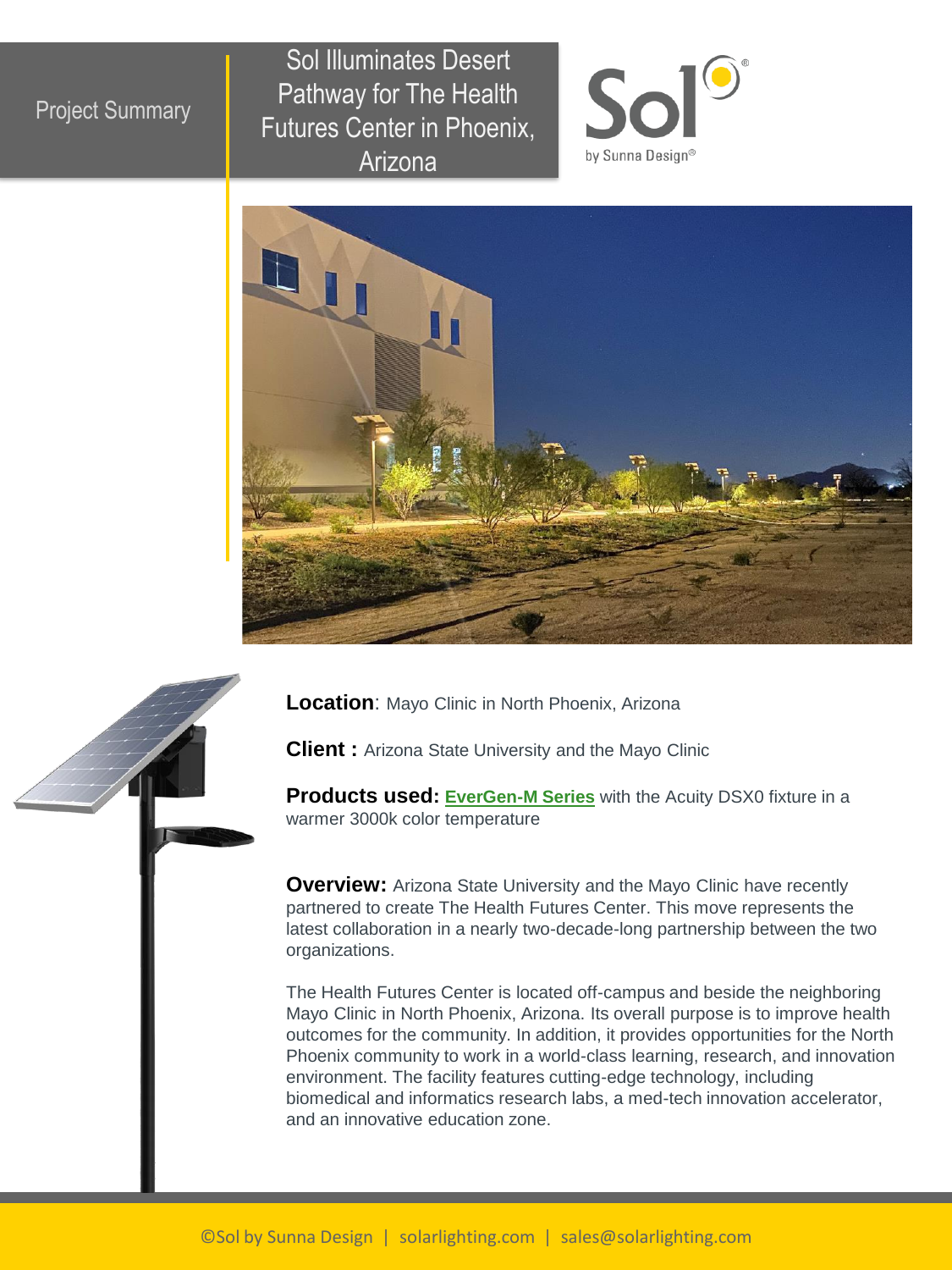Project Summary

# Sol Illuminates Desert Pathway for The Health Futures Center in Phoenix, Arizona

Sol by Sunna Design®

**Location**: Mayo Clinic in North Phoenix, Arizona

**Client :** Arizona State University and the Mayo Clinic

**Products used:** EverGen-M Series with the Acuity DSX0 fixture in a warmer 3000k color temperature

**Overview:** Arizona State University and the Mayo Clinic have recently partnered to create The Health Futures Center. This move represents the latest collaboration in a nearly two-decade-long partnership between the two organizations.

The Health Futures Center is located off-campus and beside the neighboring Mayo Clinic in North Phoenix, Arizona. Its overall purpose is to improve health outcomes for the community. In addition, it provides opportunities for the North Phoenix community to work in a world-class learning, research, and innovation environment. The facility features cutting-edge technology, including biomedical and informatics research labs, a med-tech innovation accelerator, and an innovative education zone.

©Sol by Sunna Design | solarlighting.com | sales@solarlighting.com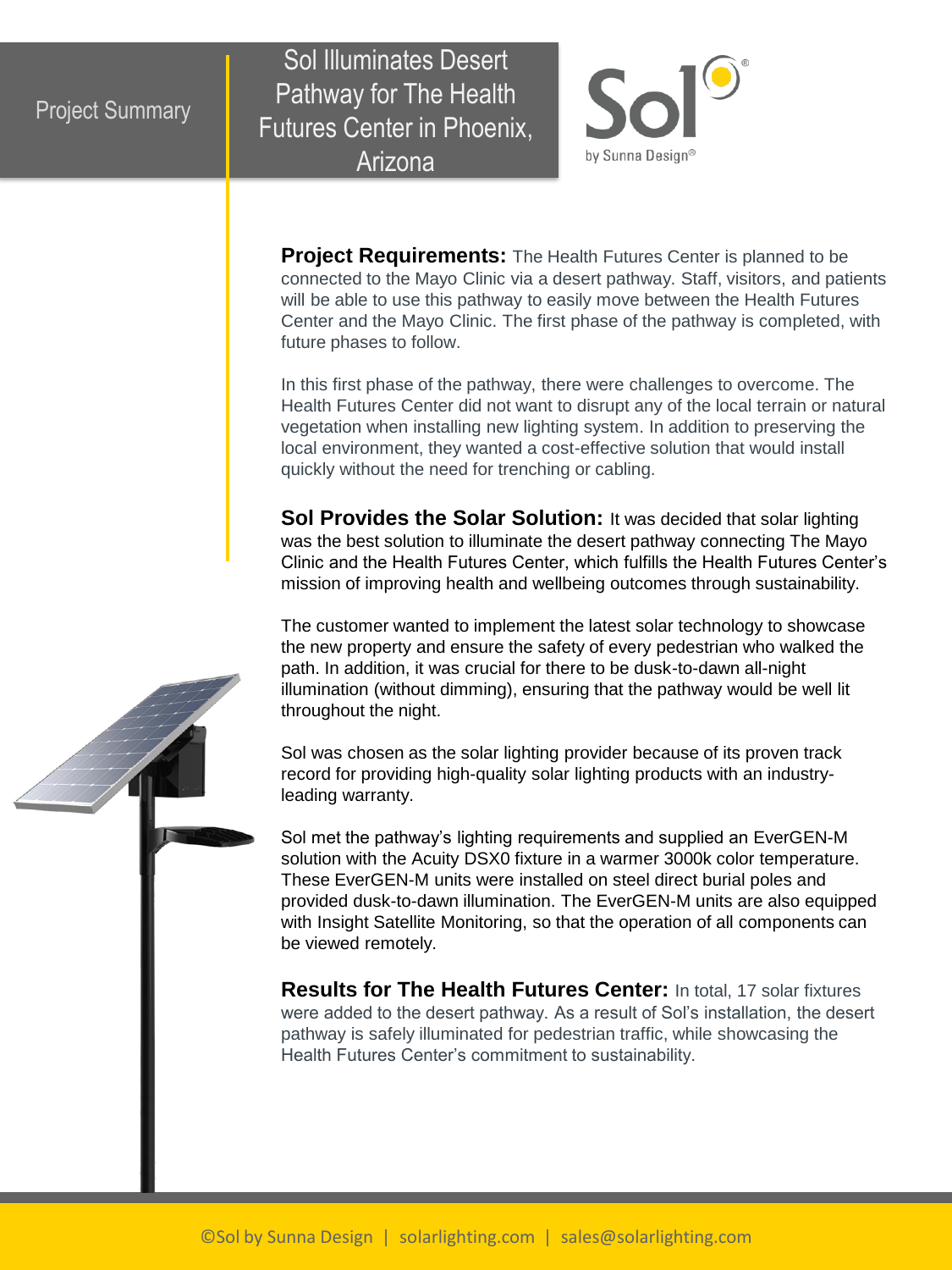Project Summary

# Sol Illuminates Desert Pathway for The Health Futures Center in Phoenix, Arizona

Sol® by Sunna Design®

**Project Requirements:** The Health Futures Center is planned to be connected to the Mayo Clinic via a desert pathway. Staff, visitors, and patients will be able to use this pathway to easily move between the Health Futures Center and the Mayo Clinic. The first phase of the pathway is completed, with future phases to follow.

In this first phase of the pathway, there were challenges to overcome. The Health Futures Center did not want to disrupt any of the local terrain or natural vegetation when installing new lighting system. In addition to preserving the local environment, they wanted a cost-effective solution that would install quickly without the need for trenching or cabling.

**Sol Provides the Solar Solution:** It was decided that solar lighting was the best solution to illuminate the desert pathway connecting The Mayo Clinic and the Health Futures Center, which fulfills the Health Futures Center's mission of improving health and wellbeing outcomes through sustainability.

The customer wanted to implement the latest solar technology to showcase the new property and ensure the safety of every pedestrian who walked the path. In addition, it was crucial for there to be dusk-to-dawn all-night illumination (without dimming), ensuring that the pathway would be well lit throughout the night.

Sol was chosen as the solar lighting provider because of its proven track record for providing high-quality solar lighting products with an industry-leading warranty.

Sol met the pathway's lighting requirements and supplied an EverGEN-M solution with the Acuity DSX0 fixture in a warmer 3000k color temperature. These EverGEN-M units were installed on steel direct burial poles and provided dusk-to-dawn illumination. The EverGEN-M units are also equipped with Insight Satellite Monitoring, so that the operation of all components can be viewed remotely.

**Results for The Health Futures Center:** In total, 17 solar fixtures were added to the desert pathway. As a result of Sol's installation, the desert pathway is safely illuminated for pedestrian traffic, while showcasing the Health Futures Center's commitment to sustainability.

©Sol by Sunna Design | solarlighting.com | sales@solarlighting.com